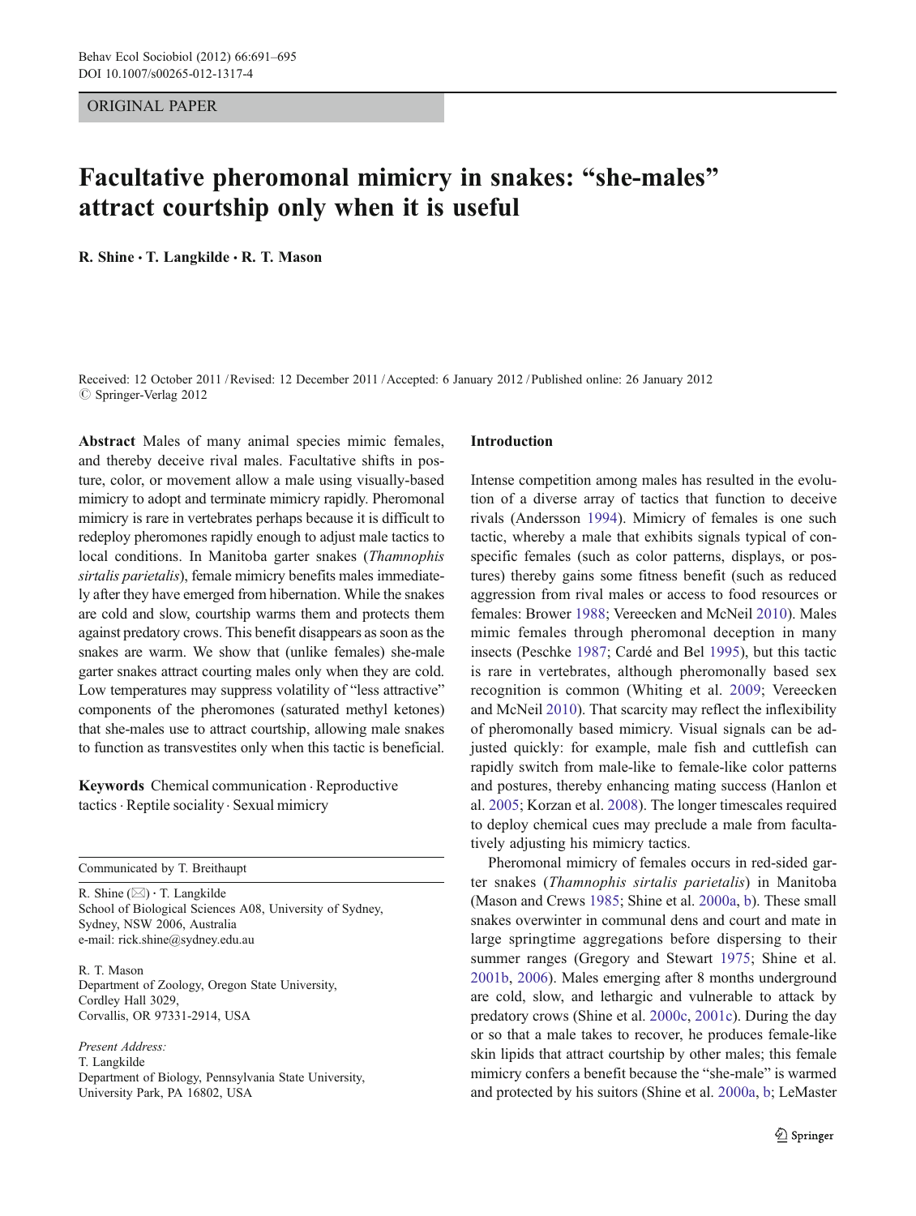ORIGINAL PAPER

# Facultative pheromonal mimicry in snakes: "she-males" attract courtship only when it is useful

**R. Shine · T. Langkilde · R. T. Mason**

Received: 12 October 2011 / Revised: 12 December 2011 / Accepted: 6 January 2012 / Published online: 26 January 2012
© Springer-Verlag 2012

**Abstract** Males of many animal species mimic females, and thereby deceive rival males. Facultative shifts in posture, color, or movement allow a male using visually-based mimicry to adopt and terminate mimicry rapidly. Pheromonal mimicry is rare in vertebrates perhaps because it is difficult to redeploy pheromones rapidly enough to adjust male tactics to local conditions. In Manitoba garter snakes (*Thamnophis sirtalis parietalis*), female mimicry benefits males immediately after they have emerged from hibernation. While the snakes are cold and slow, courtship warms them and protects them against predatory crows. This benefit disappears as soon as the snakes are warm. We show that (unlike females) she-male garter snakes attract courting males only when they are cold. Low temperatures may suppress volatility of "less attractive" components of the pheromones (saturated methyl ketones) that she-males use to attract courtship, allowing male snakes to function as transvestites only when this tactic is beneficial.

**Keywords** Chemical communication · Reproductive tactics · Reptile sociality · Sexual mimicry

Communicated by T. Breithaupt

R. Shine (✉) · T. Langkilde
School of Biological Sciences A08, University of Sydney,
Sydney, NSW 2006, Australia
e-mail: rick.shine@sydney.edu.au

R. T. Mason
Department of Zoology, Oregon State University,
Cordley Hall 3029,
Corvallis, OR 97331-2914, USA

*Present Address:*
T. Langkilde
Department of Biology, Pennsylvania State University,
University Park, PA 16802, USA

## Introduction

Intense competition among males has resulted in the evolution of a diverse array of tactics that function to deceive rivals (Andersson 1994). Mimicry of females is one such tactic, whereby a male that exhibits signals typical of conspecific females (such as color patterns, displays, or postures) thereby gains some fitness benefit (such as reduced aggression from rival males or access to food resources or females: Brower 1988; Vereecken and McNeil 2010). Males mimic females through pheromonal deception in many insects (Peschke 1987; Cardé and Bel 1995), but this tactic is rare in vertebrates, although pheromonally based sex recognition is common (Whiting et al. 2009; Vereecken and McNeil 2010). That scarcity may reflect the inflexibility of pheromonally based mimicry. Visual signals can be adjusted quickly: for example, male fish and cuttlefish can rapidly switch from male-like to female-like color patterns and postures, thereby enhancing mating success (Hanlon et al. 2005; Korzan et al. 2008). The longer timescales required to deploy chemical cues may preclude a male from facultatively adjusting his mimicry tactics.

Pheromonal mimicry of females occurs in red-sided garter snakes (*Thamnophis sirtalis parietalis*) in Manitoba (Mason and Crews 1985; Shine et al. 2000a, b). These small snakes overwinter in communal dens and court and mate in large springtime aggregations before dispersing to their summer ranges (Gregory and Stewart 1975; Shine et al. 2001b, 2006). Males emerging after 8 months underground are cold, slow, and lethargic and vulnerable to attack by predatory crows (Shine et al. 2000c, 2001c). During the day or so that a male takes to recover, he produces female-like skin lipids that attract courtship by other males; this female mimicry confers a benefit because the "she-male" is warmed and protected by his suitors (Shine et al. 2000a, b; LeMaster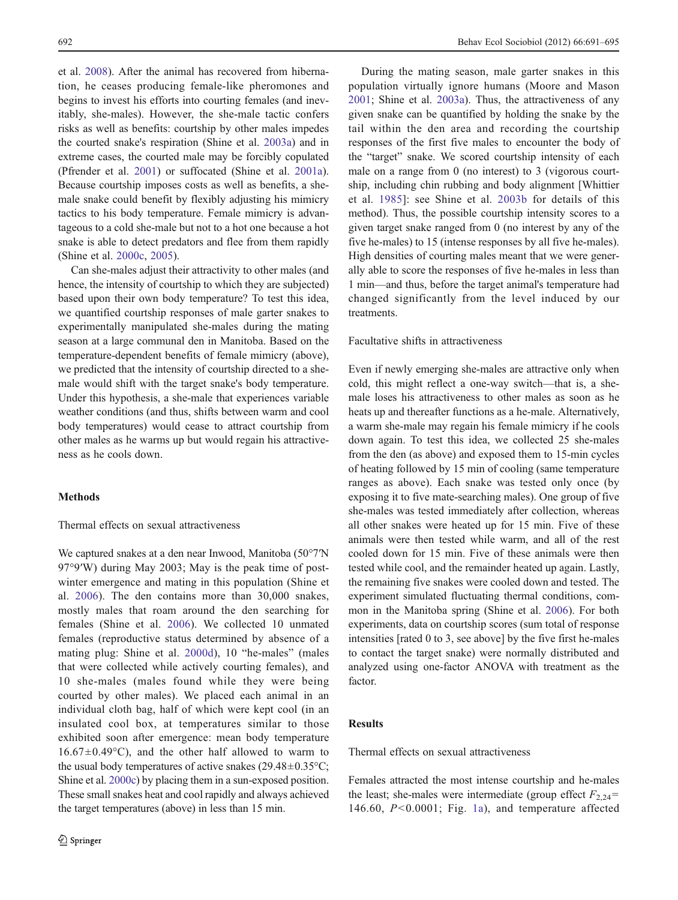et al. 2008). After the animal has recovered from hibernation, he ceases producing female-like pheromones and begins to invest his efforts into courting females (and inevitably, she-males). However, the she-male tactic confers risks as well as benefits: courtship by other males impedes the courted snake's respiration (Shine et al. 2003a) and in extreme cases, the courted male may be forcibly copulated (Pfrender et al. 2001) or suffocated (Shine et al. 2001a). Because courtship imposes costs as well as benefits, a she-male snake could benefit by flexibly adjusting his mimicry tactics to his body temperature. Female mimicry is advantageous to a cold she-male but not to a hot one because a hot snake is able to detect predators and flee from them rapidly (Shine et al. 2000c, 2005).

Can she-males adjust their attractivity to other males (and hence, the intensity of courtship to which they are subjected) based upon their own body temperature? To test this idea, we quantified courtship responses of male garter snakes to experimentally manipulated she-males during the mating season at a large communal den in Manitoba. Based on the temperature-dependent benefits of female mimicry (above), we predicted that the intensity of courtship directed to a she-male would shift with the target snake's body temperature. Under this hypothesis, a she-male that experiences variable weather conditions (and thus, shifts between warm and cool body temperatures) would cease to attract courtship from other males as he warms up but would regain his attractiveness as he cools down.

## Methods

### Thermal effects on sexual attractiveness

We captured snakes at a den near Inwood, Manitoba (50°7′N 97°9′W) during May 2003; May is the peak time of post-winter emergence and mating in this population (Shine et al. 2006). The den contains more than 30,000 snakes, mostly males that roam around the den searching for females (Shine et al. 2006). We collected 10 unmated females (reproductive status determined by absence of a mating plug: Shine et al. 2000d), 10 "he-males" (males that were collected while actively courting females), and 10 she-males (males found while they were being courted by other males). We placed each animal in an individual cloth bag, half of which were kept cool (in an insulated cool box, at temperatures similar to those exhibited soon after emergence: mean body temperature 16.67±0.49°C), and the other half allowed to warm to the usual body temperatures of active snakes (29.48±0.35°C; Shine et al. 2000c) by placing them in a sun-exposed position. These small snakes heat and cool rapidly and always achieved the target temperatures (above) in less than 15 min.

During the mating season, male garter snakes in this population virtually ignore humans (Moore and Mason 2001; Shine et al. 2003a). Thus, the attractiveness of any given snake can be quantified by holding the snake by the tail within the den area and recording the courtship responses of the first five males to encounter the body of the "target" snake. We scored courtship intensity of each male on a range from 0 (no interest) to 3 (vigorous courtship, including chin rubbing and body alignment [Whittier et al. 1985]: see Shine et al. 2003b for details of this method). Thus, the possible courtship intensity scores to a given target snake ranged from 0 (no interest by any of the five he-males) to 15 (intense responses by all five he-males). High densities of courting males meant that we were generally able to score the responses of five he-males in less than 1 min—and thus, before the target animal's temperature had changed significantly from the level induced by our treatments.

### Facultative shifts in attractiveness

Even if newly emerging she-males are attractive only when cold, this might reflect a one-way switch—that is, a she-male loses his attractiveness to other males as soon as he heats up and thereafter functions as a he-male. Alternatively, a warm she-male may regain his female mimicry if he cools down again. To test this idea, we collected 25 she-males from the den (as above) and exposed them to 15-min cycles of heating followed by 15 min of cooling (same temperature ranges as above). Each snake was tested only once (by exposing it to five mate-searching males). One group of five she-males was tested immediately after collection, whereas all other snakes were heated up for 15 min. Five of these animals were then tested while warm, and all of the rest cooled down for 15 min. Five of these animals were then tested while cool, and the remainder heated up again. Lastly, the remaining five snakes were cooled down and tested. The experiment simulated fluctuating thermal conditions, common in the Manitoba spring (Shine et al. 2006). For both experiments, data on courtship scores (sum total of response intensities [rated 0 to 3, see above] by the five first he-males to contact the target snake) were normally distributed and analyzed using one-factor ANOVA with treatment as the factor.

## Results

### Thermal effects on sexual attractiveness

Females attracted the most intense courtship and he-males the least; she-males were intermediate (group effect $F_{2,24}=146.60$, $P<0.0001$; Fig. 1a), and temperature affected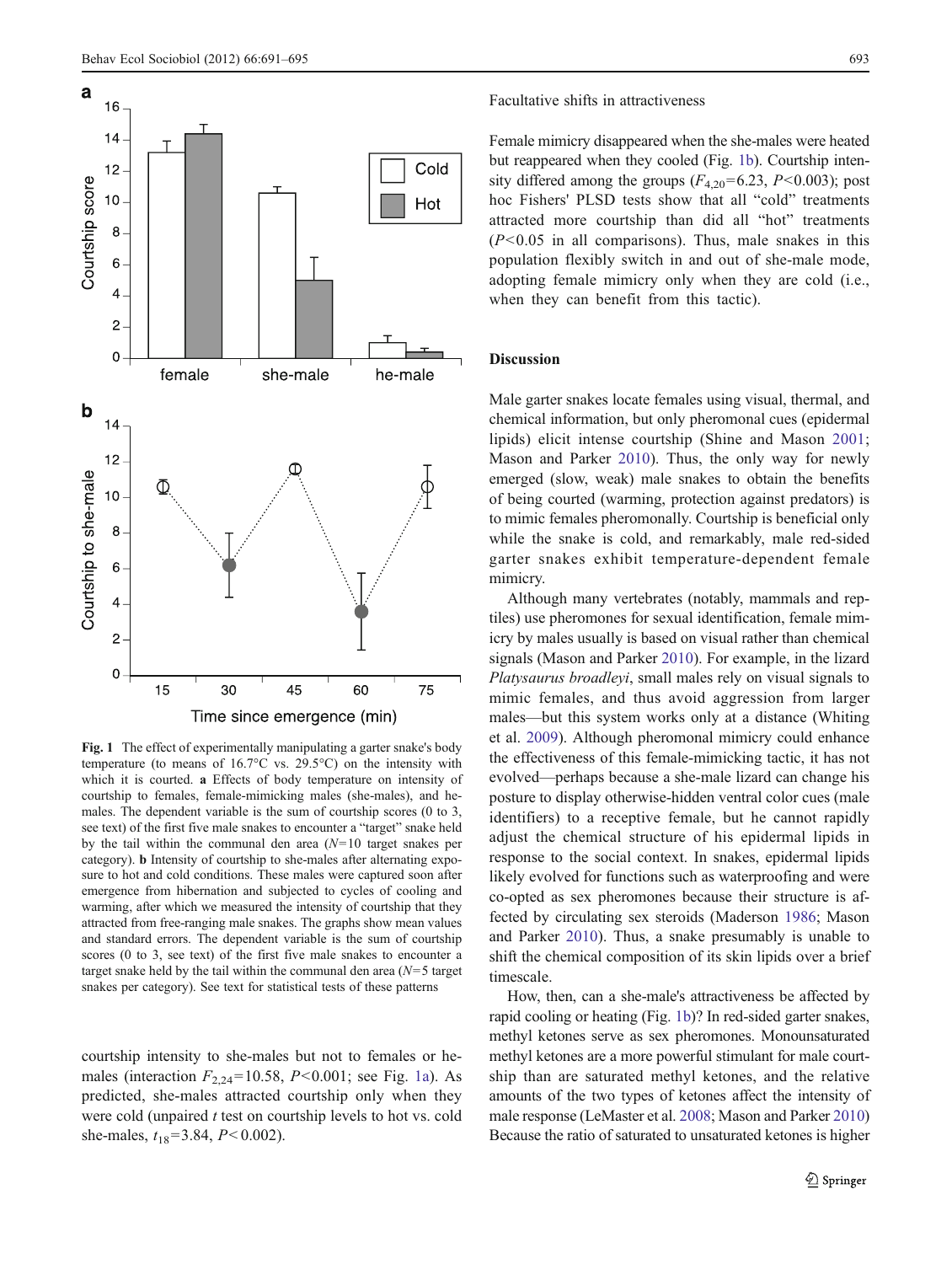Fig. 1 The effect of experimentally manipulating a garter snake's body temperature (to means of 16.7°C vs. 29.5°C) on the intensity with which it is courted. **a** Effects of body temperature on intensity of courtship to females, female-mimicking males (she-males), and he-males. The dependent variable is the sum of courtship scores (0 to 3, see text) of the first five male snakes to encounter a "target" snake held by the tail within the communal den area ($N=10$ target snakes per category). **b** Intensity of courtship to she-males after alternating exposure to hot and cold conditions. These males were captured soon after emergence from hibernation and subjected to cycles of cooling and warming, after which we measured the intensity of courtship that they attracted from free-ranging male snakes. The graphs show mean values and standard errors. The dependent variable is the sum of courtship scores (0 to 3, see text) of the first five male snakes to encounter a target snake held by the tail within the communal den area ($N=5$ target snakes per category). See text for statistical tests of these patterns

courtship intensity to she-males but not to females or he-males (interaction $F_{2,24}=10.58$, $P<0.001$; see Fig. 1a). As predicted, she-males attracted courtship only when they were cold (unpaired *t* test on courtship levels to hot vs. cold she-males, $t_{18}=3.84$, $P<0.002$).

Facultative shifts in attractiveness

Female mimicry disappeared when the she-males were heated but reappeared when they cooled (Fig. 1b). Courtship intensity differed among the groups ($F_{4,20}=6.23$, $P<0.003$); post hoc Fishers' PLSD tests show that all "cold" treatments attracted more courtship than did all "hot" treatments ($P<0.05$ in all comparisons). Thus, male snakes in this population flexibly switch in and out of she-male mode, adopting female mimicry only when they are cold (i.e., when they can benefit from this tactic).

## Discussion

Male garter snakes locate females using visual, thermal, and chemical information, but only pheromonal cues (epidermal lipids) elicit intense courtship (Shine and Mason 2001; Mason and Parker 2010). Thus, the only way for newly emerged (slow, weak) male snakes to obtain the benefits of being courted (warming, protection against predators) is to mimic females pheromonally. Courtship is beneficial only while the snake is cold, and remarkably, male red-sided garter snakes exhibit temperature-dependent female mimicry.

Although many vertebrates (notably, mammals and reptiles) use pheromones for sexual identification, female mimicry by males usually is based on visual rather than chemical signals (Mason and Parker 2010). For example, in the lizard *Platysaurus broadleyi*, small males rely on visual signals to mimic females, and thus avoid aggression from larger males—but this system works only at a distance (Whiting et al. 2009). Although pheromonal mimicry could enhance the effectiveness of this female-mimicking tactic, it has not evolved—perhaps because a she-male lizard can change his posture to display otherwise-hidden ventral color cues (male identifiers) to a receptive female, but he cannot rapidly adjust the chemical structure of his epidermal lipids in response to the social context. In snakes, epidermal lipids likely evolved for functions such as waterproofing and were co-opted as sex pheromones because their structure is affected by circulating sex steroids (Maderson 1986; Mason and Parker 2010). Thus, a snake presumably is unable to shift the chemical composition of its skin lipids over a brief timescale.

How, then, can a she-male's attractiveness be affected by rapid cooling or heating (Fig. 1b)? In red-sided garter snakes, methyl ketones serve as sex pheromones. Monounsaturated methyl ketones are a more powerful stimulant for male courtship than are saturated methyl ketones, and the relative amounts of the two types of ketones affect the intensity of male response (LeMaster et al. 2008; Mason and Parker 2010) Because the ratio of saturated to unsaturated ketones is higher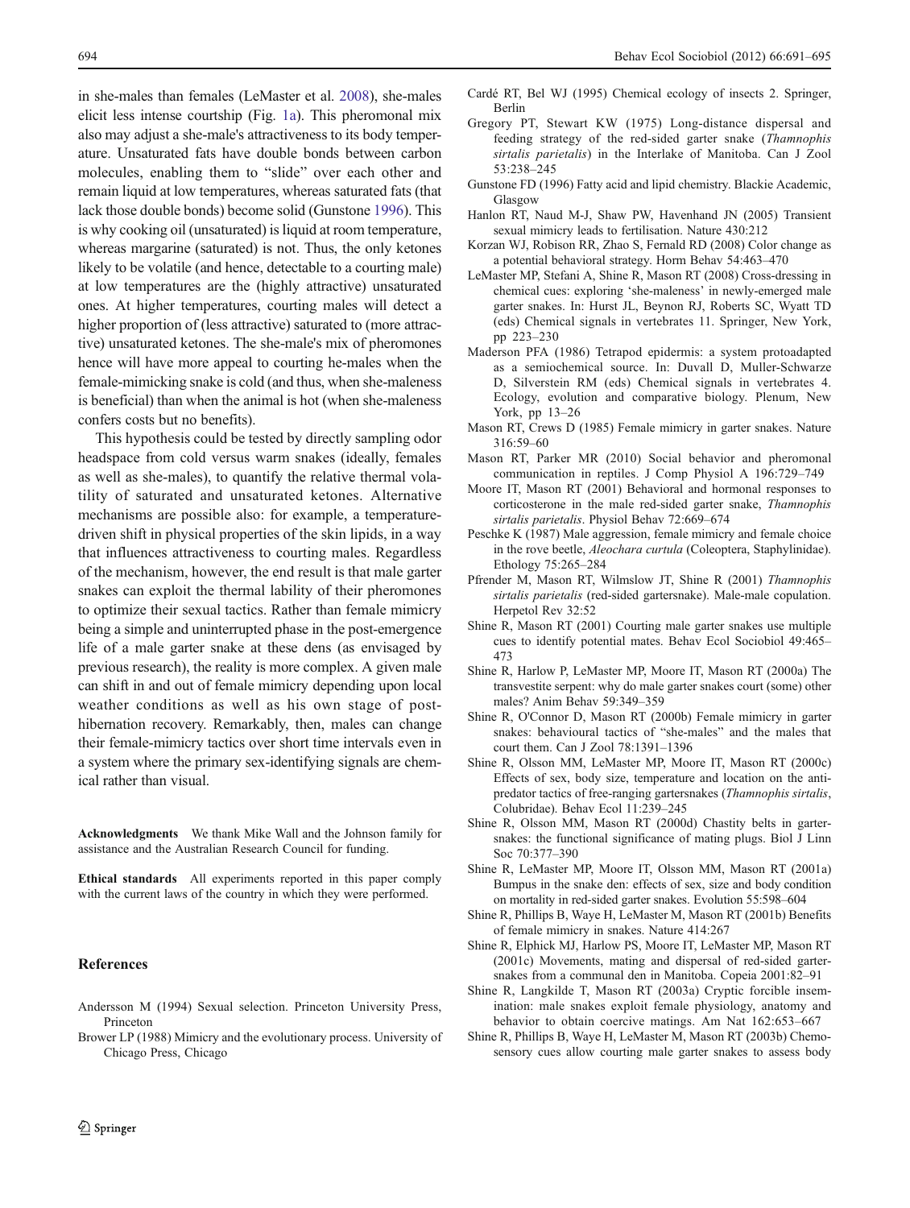in she-males than females (LeMaster et al. 2008), she-males elicit less intense courtship (Fig. 1a). This pheromonal mix also may adjust a she-male's attractiveness to its body temperature. Unsaturated fats have double bonds between carbon molecules, enabling them to "slide" over each other and remain liquid at low temperatures, whereas saturated fats (that lack those double bonds) become solid (Gunstone 1996). This is why cooking oil (unsaturated) is liquid at room temperature, whereas margarine (saturated) is not. Thus, the only ketones likely to be volatile (and hence, detectable to a courting male) at low temperatures are the (highly attractive) unsaturated ones. At higher temperatures, courting males will detect a higher proportion of (less attractive) saturated to (more attractive) unsaturated ketones. The she-male's mix of pheromones hence will have more appeal to courting he-males when the female-mimicking snake is cold (and thus, when she-maleness is beneficial) than when the animal is hot (when she-maleness confers costs but no benefits).

This hypothesis could be tested by directly sampling odor headspace from cold versus warm snakes (ideally, females as well as she-males), to quantify the relative thermal volatility of saturated and unsaturated ketones. Alternative mechanisms are possible also: for example, a temperature-driven shift in physical properties of the skin lipids, in a way that influences attractiveness to courting males. Regardless of the mechanism, however, the end result is that male garter snakes can exploit the thermal lability of their pheromones to optimize their sexual tactics. Rather than female mimicry being a simple and uninterrupted phase in the post-emergence life of a male garter snake at these dens (as envisaged by previous research), the reality is more complex. A given male can shift in and out of female mimicry depending upon local weather conditions as well as his own stage of post-hibernation recovery. Remarkably, then, males can change their female-mimicry tactics over short time intervals even in a system where the primary sex-identifying signals are chemical rather than visual.

**Acknowledgments** We thank Mike Wall and the Johnson family for assistance and the Australian Research Council for funding.

**Ethical standards** All experiments reported in this paper comply with the current laws of the country in which they were performed.

## References

Andersson M (1994) Sexual selection. Princeton University Press, Princeton

Brower LP (1988) Mimicry and the evolutionary process. University of Chicago Press, Chicago

Cardé RT, Bel WJ (1995) Chemical ecology of insects 2. Springer, Berlin

Gregory PT, Stewart KW (1975) Long-distance dispersal and feeding strategy of the red-sided garter snake (*Thamnophis sirtalis parietalis*) in the Interlake of Manitoba. Can J Zool 53:238–245

Gunstone FD (1996) Fatty acid and lipid chemistry. Blackie Academic, Glasgow

Hanlon RT, Naud M-J, Shaw PW, Havenhand JN (2005) Transient sexual mimicry leads to fertilisation. Nature 430:212

Korzan WJ, Robison RR, Zhao S, Fernald RD (2008) Color change as a potential behavioral strategy. Horm Behav 54:463–470

LeMaster MP, Stefani A, Shine R, Mason RT (2008) Cross-dressing in chemical cues: exploring 'she-maleness' in newly-emerged male garter snakes. In: Hurst JL, Beynon RJ, Roberts SC, Wyatt TD (eds) Chemical signals in vertebrates 11. Springer, New York, pp 223–230

Maderson PFA (1986) Tetrapod epidermis: a system protoadapted as a semiochemical source. In: Duvall D, Muller-Schwarze D, Silverstein RM (eds) Chemical signals in vertebrates 4. Ecology, evolution and comparative biology. Plenum, New York, pp 13–26

Mason RT, Crews D (1985) Female mimicry in garter snakes. Nature 316:59–60

Mason RT, Parker MR (2010) Social behavior and pheromonal communication in reptiles. J Comp Physiol A 196:729–749

Moore IT, Mason RT (2001) Behavioral and hormonal responses to corticosterone in the male red-sided garter snake, *Thamnophis sirtalis parietalis*. Physiol Behav 72:669–674

Peschke K (1987) Male aggression, female mimicry and female choice in the rove beetle, *Aleochara curtula* (Coleoptera, Staphylinidae). Ethology 75:265–284

Pfrender M, Mason RT, Wilmslow JT, Shine R (2001) *Thamnophis sirtalis parietalis* (red-sided gartersnake). Male-male copulation. Herpetol Rev 32:52

Shine R, Mason RT (2001) Courting male garter snakes use multiple cues to identify potential mates. Behav Ecol Sociobiol 49:465–473

Shine R, Harlow P, LeMaster MP, Moore IT, Mason RT (2000a) The transvestite serpent: why do male garter snakes court (some) other males? Anim Behav 59:349–359

Shine R, O'Connor D, Mason RT (2000b) Female mimicry in garter snakes: behavioural tactics of "she-males" and the males that court them. Can J Zool 78:1391–1396

Shine R, Olsson MM, LeMaster MP, Moore IT, Mason RT (2000c) Effects of sex, body size, temperature and location on the antipredator tactics of free-ranging gartersnakes (*Thamnophis sirtalis*, Colubridae). Behav Ecol 11:239–245

Shine R, Olsson MM, Mason RT (2000d) Chastity belts in gartersnakes: the functional significance of mating plugs. Biol J Linn Soc 70:377–390

Shine R, LeMaster MP, Moore IT, Olsson MM, Mason RT (2001a) Bumpus in the snake den: effects of sex, size and body condition on mortality in red-sided garter snakes. Evolution 55:598–604

Shine R, Phillips B, Waye H, LeMaster M, Mason RT (2001b) Benefits of female mimicry in snakes. Nature 414:267

Shine R, Elphick MJ, Harlow PS, Moore IT, LeMaster MP, Mason RT (2001c) Movements, mating and dispersal of red-sided gartersnakes from a communal den in Manitoba. Copeia 2001:82–91

Shine R, Langkilde T, Mason RT (2003a) Cryptic forcible insemination: male snakes exploit female physiology, anatomy and behavior to obtain coercive matings. Am Nat 162:653–667

Shine R, Phillips B, Waye H, LeMaster M, Mason RT (2003b) Chemosensory cues allow courting male garter snakes to assess body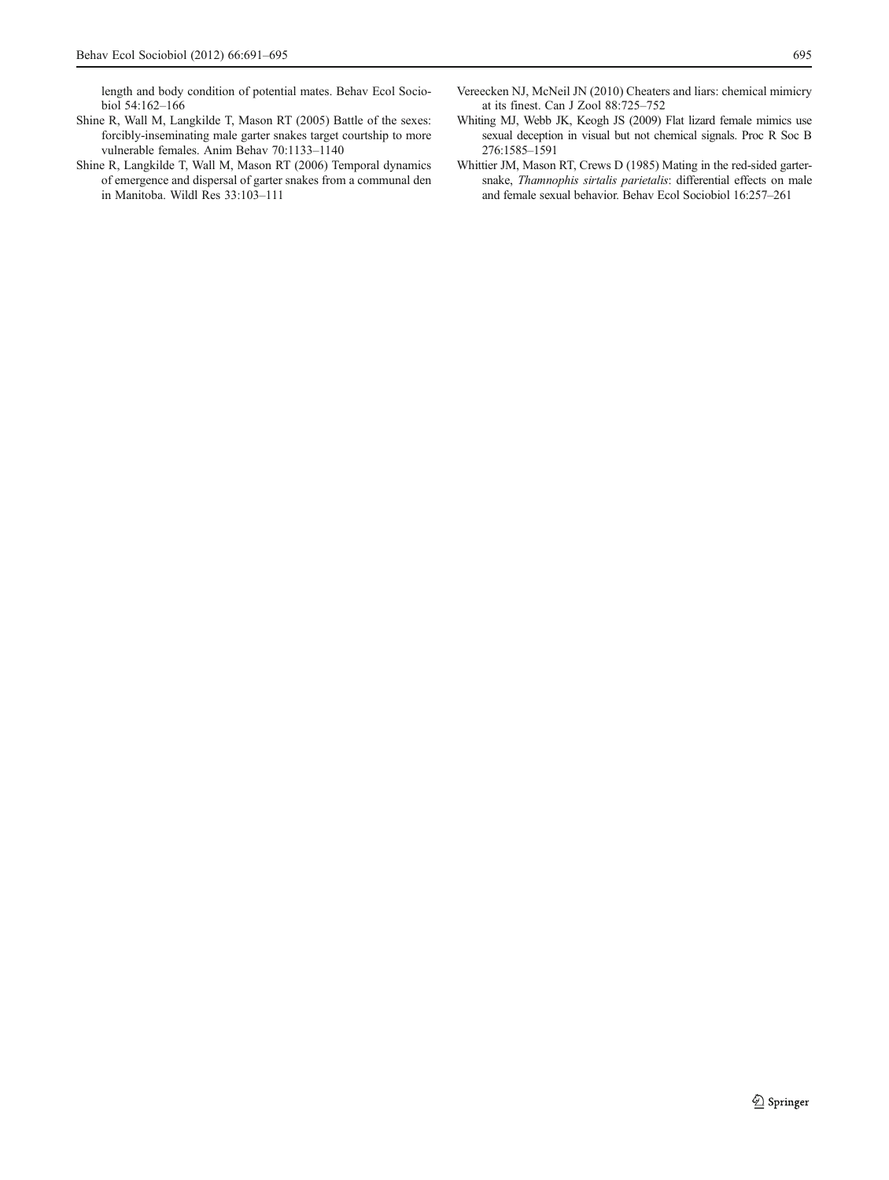length and body condition of potential mates. Behav Ecol Sociobiol 54:162–166

Shine R, Wall M, Langkilde T, Mason RT (2005) Battle of the sexes: forcibly-inseminating male garter snakes target courtship to more vulnerable females. Anim Behav 70:1133–1140

Shine R, Langkilde T, Wall M, Mason RT (2006) Temporal dynamics of emergence and dispersal of garter snakes from a communal den in Manitoba. Wildl Res 33:103–111

Vereecken NJ, McNeil JN (2010) Cheaters and liars: chemical mimicry at its finest. Can J Zool 88:725–752

Whiting MJ, Webb JK, Keogh JS (2009) Flat lizard female mimics use sexual deception in visual but not chemical signals. Proc R Soc B 276:1585–1591

Whittier JM, Mason RT, Crews D (1985) Mating in the red-sided garter-snake, *Thamnophis sirtalis parietalis*: differential effects on male and female sexual behavior. Behav Ecol Sociobiol 16:257–261